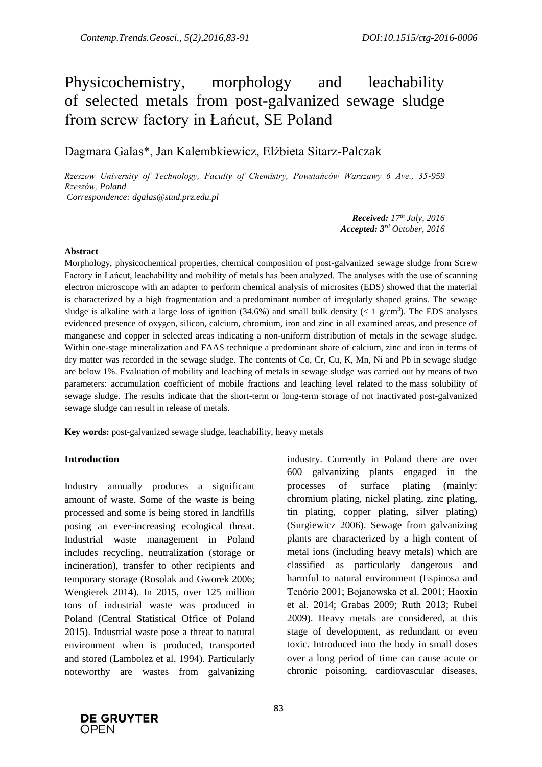# Physicochemistry, morphology and leachability of selected metals from post-galvanized sewage sludge from screw factory in Łańcut, SE Poland

Dagmara Galas*, Jan Kalembkiewicz, Elżbieta Sitarz-Palczak

*Rzeszow University of Technology, Faculty of Chemistry, Powstańców Warszawy 6 Ave., 35-959 Rzeszów, Poland*
*Correspondence: dgalas@stud.prz.edu.pl*

***Received:** 17th July, 2016*
***Accepted:** 3rd October, 2016*

---

**Abstract**

Morphology, physicochemical properties, chemical composition of post-galvanized sewage sludge from Screw Factory in Łańcut, leachability and mobility of metals has been analyzed. The analyses with the use of scanning electron microscope with an adapter to perform chemical analysis of microsites (EDS) showed that the material is characterized by a high fragmentation and a predominant number of irregularly shaped grains. The sewage sludge is alkaline with a large loss of ignition (34.6%) and small bulk density ($< 1$ g/cm$^3$). The EDS analyses evidenced presence of oxygen, silicon, calcium, chromium, iron and zinc in all examined areas, and presence of manganese and copper in selected areas indicating a non-uniform distribution of metals in the sewage sludge. Within one-stage mineralization and FAAS technique a predominant share of calcium, zinc and iron in terms of dry matter was recorded in the sewage sludge. The contents of Co, Cr, Cu, K, Mn, Ni and Pb in sewage sludge are below 1%. Evaluation of mobility and leaching of metals in sewage sludge was carried out by means of two parameters: accumulation coefficient of mobile fractions and leaching level related to the mass solubility of sewage sludge. The results indicate that the short-term or long-term storage of not inactivated post-galvanized sewage sludge can result in release of metals.

**Key words:** post-galvanized sewage sludge, leachability, heavy metals

## Introduction

Industry annually produces a significant amount of waste. Some of the waste is being processed and some is being stored in landfills posing an ever-increasing ecological threat. Industrial waste management in Poland includes recycling, neutralization (storage or incineration), transfer to other recipients and temporary storage (Rosolak and Gworek 2006; Wengierek 2014). In 2015, over 125 million tons of industrial waste was produced in Poland (Central Statistical Office of Poland 2015). Industrial waste pose a threat to natural environment when is produced, transported and stored (Lambolez et al. 1994). Particularly noteworthy are wastes from galvanizing industry. Currently in Poland there are over 600 galvanizing plants engaged in the processes of surface plating (mainly: chromium plating, nickel plating, zinc plating, tin plating, copper plating, silver plating) (Surgiewicz 2006). Sewage from galvanizing plants are characterized by a high content of metal ions (including heavy metals) which are classified as particularly dangerous and harmful to natural environment (Espinosa and Tenório 2001; Bojanowska et al. 2001; Haoxin et al. 2014; Grabas 2009; Ruth 2013; Rubel 2009). Heavy metals are considered, at this stage of development, as redundant or even toxic. Introduced into the body in small doses over a long period of time can cause acute or chronic poisoning, cardiovascular diseases,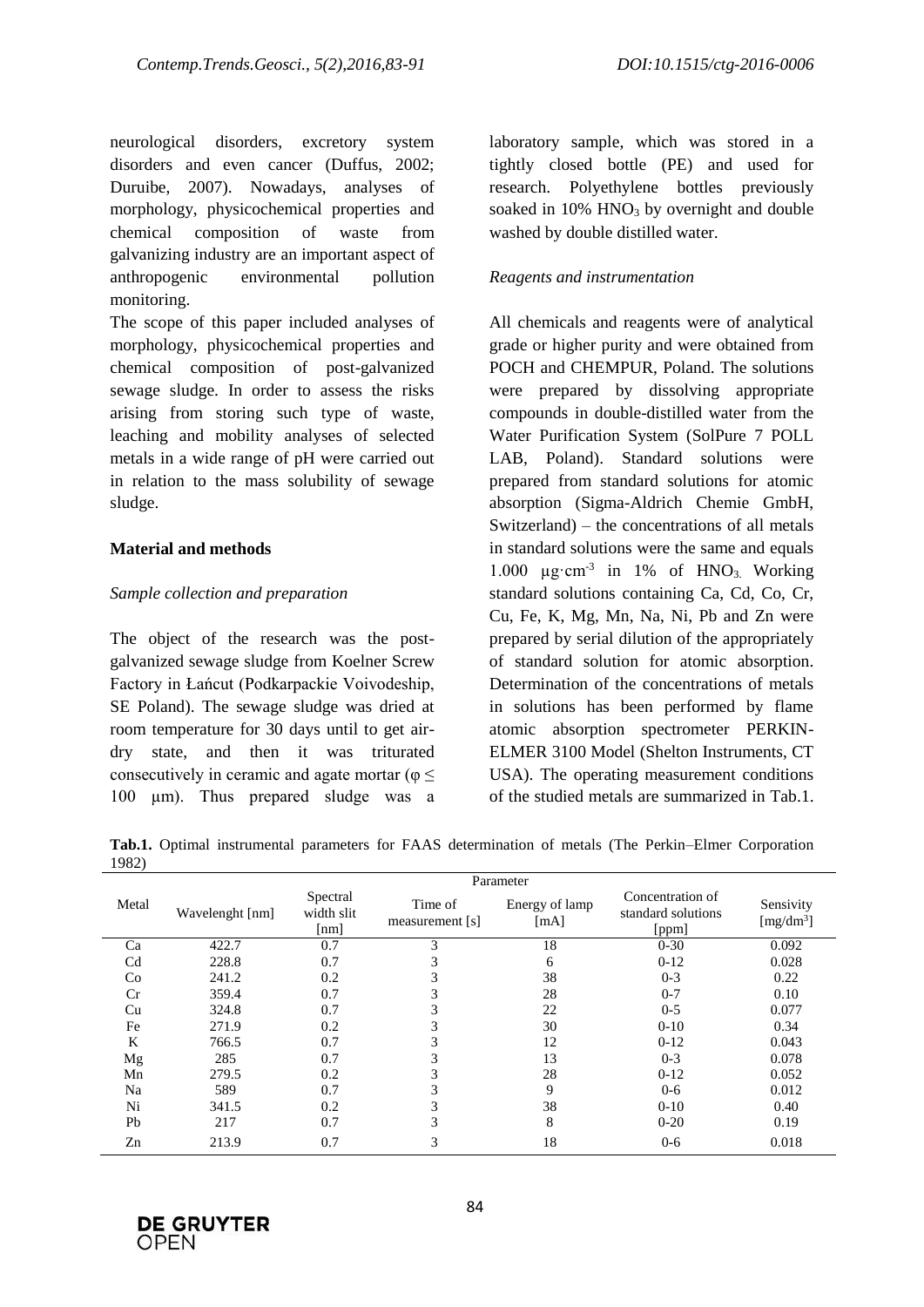neurological disorders, excretory system disorders and even cancer (Duffus, 2002; Duruibe, 2007). Nowadays, analyses of morphology, physicochemical properties and chemical composition of waste from galvanizing industry are an important aspect of anthropogenic environmental pollution monitoring.

The scope of this paper included analyses of morphology, physicochemical properties and chemical composition of post-galvanized sewage sludge. In order to assess the risks arising from storing such type of waste, leaching and mobility analyses of selected metals in a wide range of pH were carried out in relation to the mass solubility of sewage sludge.

## Material and methods

### *Sample collection and preparation*

The object of the research was the post-galvanized sewage sludge from Koelner Screw Factory in Łańcut (Podkarpackie Voivodeship, SE Poland). The sewage sludge was dried at room temperature for 30 days until to get air-dry state, and then it was triturated consecutively in ceramic and agate mortar ($\varphi \leq 100$ µm). Thus prepared sludge was a laboratory sample, which was stored in a tightly closed bottle (PE) and used for research. Polyethylene bottles previously soaked in 10% $HNO_3$ by overnight and double washed by double distilled water.

### *Reagents and instrumentation*

All chemicals and reagents were of analytical grade or higher purity and were obtained from POCH and CHEMPUR, Poland. The solutions were prepared by dissolving appropriate compounds in double-distilled water from the Water Purification System (SolPure 7 POLL LAB, Poland). Standard solutions were prepared from standard solutions for atomic absorption (Sigma-Aldrich Chemie GmbH, Switzerland) – the concentrations of all metals in standard solutions were the same and equals 1.000 $\mu g \cdot cm^{-3}$ in 1% of $HNO_3$. Working standard solutions containing Ca, Cd, Co, Cr, Cu, Fe, K, Mg, Mn, Na, Ni, Pb and Zn were prepared by serial dilution of the appropriately of standard solution for atomic absorption. Determination of the concentrations of metals in solutions has been performed by flame atomic absorption spectrometer PERKIN-ELMER 3100 Model (Shelton Instruments, CT USA). The operating measurement conditions of the studied metals are summarized in Tab.1.

**Tab.1.** Optimal instrumental parameters for FAAS determination of metals (The Perkin–Elmer Corporation 1982)

| Metal | Parameter | | | | | |
|---|---|---|---|---|---|---|
| | Wavelenght [nm] | Spectral width slit [nm] | Time of measurement [s] | Energy of lamp [mA] | Concentration of standard solutions [ppm] | Sensivity [mg/dm$^3$] |
| Ca | 422.7 | 0.7 | 3 | 18 | 0-30 | 0.092 |
| Cd | 228.8 | 0.7 | 3 | 6 | 0-12 | 0.028 |
| Co | 241.2 | 0.2 | 3 | 38 | 0-3 | 0.22 |
| Cr | 359.4 | 0.7 | 3 | 28 | 0-7 | 0.10 |
| Cu | 324.8 | 0.7 | 3 | 22 | 0-5 | 0.077 |
| Fe | 271.9 | 0.2 | 3 | 30 | 0-10 | 0.34 |
| K | 766.5 | 0.7 | 3 | 12 | 0-12 | 0.043 |
| Mg | 285 | 0.7 | 3 | 13 | 0-3 | 0.078 |
| Mn | 279.5 | 0.2 | 3 | 28 | 0-12 | 0.052 |
| Na | 589 | 0.7 | 3 | 9 | 0-6 | 0.012 |
| Ni | 341.5 | 0.2 | 3 | 38 | 0-10 | 0.40 |
| Pb | 217 | 0.7 | 3 | 8 | 0-20 | 0.19 |
| Zn | 213.9 | 0.7 | 3 | 18 | 0-6 | 0.018 |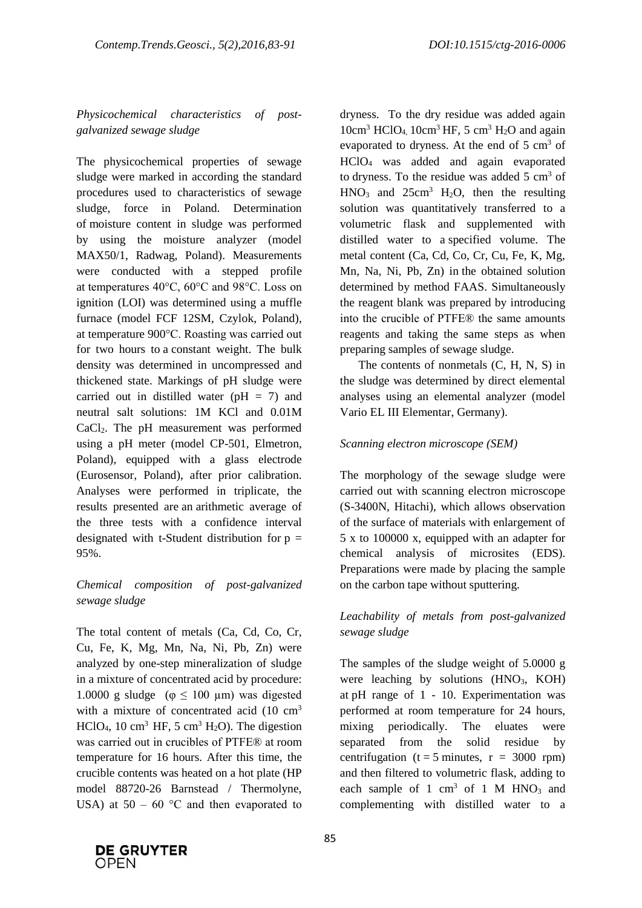*Physicochemical characteristics of post-galvanized sewage sludge*

The physicochemical properties of sewage sludge were marked in according the standard procedures used to characteristics of sewage sludge, force in Poland. Determination of moisture content in sludge was performed by using the moisture analyzer (model MAX50/1, Radwag, Poland). Measurements were conducted with a stepped profile at temperatures 40°C, 60°C and 98°C. Loss on ignition (LOI) was determined using a muffle furnace (model FCF 12SM, Czylok, Poland), at temperature 900°C. Roasting was carried out for two hours to a constant weight. The bulk density was determined in uncompressed and thickened state. Markings of pH sludge were carried out in distilled water (pH = 7) and neutral salt solutions: 1M KCl and 0.01M $CaCl_2$. The pH measurement was performed using a pH meter (model CP-501, Elmetron, Poland), equipped with a glass electrode (Eurosensor, Poland), after prior calibration. Analyses were performed in triplicate, the results presented are an arithmetic average of the three tests with a confidence interval designated with t-Student distribution for p = 95%.

*Chemical composition of post-galvanized sewage sludge*

The total content of metals (Ca, Cd, Co, Cr, Cu, Fe, K, Mg, Mn, Na, Ni, Pb, Zn) were analyzed by one-step mineralization of sludge in a mixture of concentrated acid by procedure: 1.0000 g sludge ($\varphi \leq 100$ μm) was digested with a mixture of concentrated acid (10 $cm^3$ $HClO_4$, 10 $cm^3$ HF, 5 $cm^3$ $H_2O$). The digestion was carried out in crucibles of PTFE® at room temperature for 16 hours. After this time, the crucible contents was heated on a hot plate (HP model 88720-26 Barnstead / Thermolyne, USA) at 50 – 60 °C and then evaporated to dryness. To the dry residue was added again 10$cm^3$ $HClO_4$, 10$cm^3$ HF, 5 $cm^3$ $H_2O$ and again evaporated to dryness. At the end of 5 $cm^3$ of $HClO_4$ was added and again evaporated to dryness. To the residue was added 5 $cm^3$ of $HNO_3$ and 25$cm^3$ $H_2O$, then the resulting solution was quantitatively transferred to a volumetric flask and supplemented with distilled water to a specified volume. The metal content (Ca, Cd, Co, Cr, Cu, Fe, K, Mg, Mn, Na, Ni, Pb, Zn) in the obtained solution determined by method FAAS. Simultaneously the reagent blank was prepared by introducing into the crucible of PTFE® the same amounts reagents and taking the same steps as when preparing samples of sewage sludge.

The contents of nonmetals (C, H, N, S) in the sludge was determined by direct elemental analyses using an elemental analyzer (model Vario EL III Elementar, Germany).

*Scanning electron microscope (SEM)*

The morphology of the sewage sludge were carried out with scanning electron microscope (S-3400N, Hitachi), which allows observation of the surface of materials with enlargement of 5 x to 100000 x, equipped with an adapter for chemical analysis of microsites (EDS). Preparations were made by placing the sample on the carbon tape without sputtering.

*Leachability of metals from post-galvanized sewage sludge*

The samples of the sludge weight of 5.0000 g were leaching by solutions ($HNO_3$, KOH) at pH range of 1 - 10. Experimentation was performed at room temperature for 24 hours, mixing periodically. The eluates were separated from the solid residue by centrifugation (t = 5 minutes, r = 3000 rpm) and then filtered to volumetric flask, adding to each sample of 1 $cm^3$ of 1 M $HNO_3$ and complementing with distilled water to a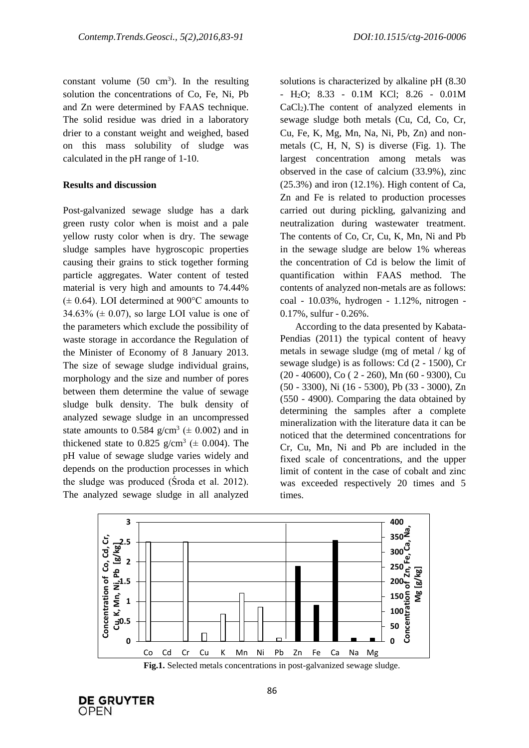constant volume (50 $cm^3$). In the resulting solution the concentrations of Co, Fe, Ni, Pb and Zn were determined by FAAS technique. The solid residue was dried in a laboratory drier to a constant weight and weighed, based on this mass solubility of sludge was calculated in the pH range of 1-10.

## Results and discussion

Post-galvanized sewage sludge has a dark green rusty color when is moist and a pale yellow rusty color when is dry. The sewage sludge samples have hygroscopic properties causing their grains to stick together forming particle aggregates. Water content of tested material is very high and amounts to 74.44% (± 0.64). LOI determined at 900°C amounts to 34.63% (± 0.07), so large LOI value is one of the parameters which exclude the possibility of waste storage in accordance the Regulation of the Minister of Economy of 8 January 2013. The size of sewage sludge individual grains, morphology and the size and number of pores between them determine the value of sewage sludge bulk density. The bulk density of analyzed sewage sludge in an uncompressed state amounts to 0.584 $g/cm^3$ (± 0.002) and in thickened state to 0.825 $g/cm^3$ (± 0.004). The pH value of sewage sludge varies widely and depends on the production processes in which the sludge was produced (Środa et al. 2012). The analyzed sewage sludge in all analyzed solutions is characterized by alkaline pH (8.30 - $H_2O$; 8.33 - 0.1M KCl; 8.26 - 0.01M $CaCl_2$).The content of analyzed elements in sewage sludge both metals (Cu, Cd, Co, Cr, Cu, Fe, K, Mg, Mn, Na, Ni, Pb, Zn) and non-metals (C, H, N, S) is diverse (Fig. 1). The largest concentration among metals was observed in the case of calcium (33.9%), zinc (25.3%) and iron (12.1%). High content of Ca, Zn and Fe is related to production processes carried out during pickling, galvanizing and neutralization during wastewater treatment. The contents of Co, Cr, Cu, K, Mn, Ni and Pb in the sewage sludge are below 1% whereas the concentration of Cd is below the limit of quantification within FAAS method. The contents of analyzed non-metals are as follows: coal - 10.03%, hydrogen - 1.12%, nitrogen - 0.17%, sulfur - 0.26%.

According to the data presented by Kabata-Pendias (2011) the typical content of heavy metals in sewage sludge (mg of metal / kg of sewage sludge) is as follows: Cd (2 - 1500), Cr (20 - 40600), Co ( 2 - 260), Mn (60 - 9300), Cu (50 - 3300), Ni (16 - 5300), Pb (33 - 3000), Zn (550 - 4900). Comparing the data obtained by determining the samples after a complete mineralization with the literature data it can be noticed that the determined concentrations for Cr, Cu, Mn, Ni and Pb are included in the fixed scale of concentrations, and the upper limit of content in the case of cobalt and zinc was exceeded respectively 20 times and 5 times.

**Fig.1.** Selected metals concentrations in post-galvanized sewage sludge.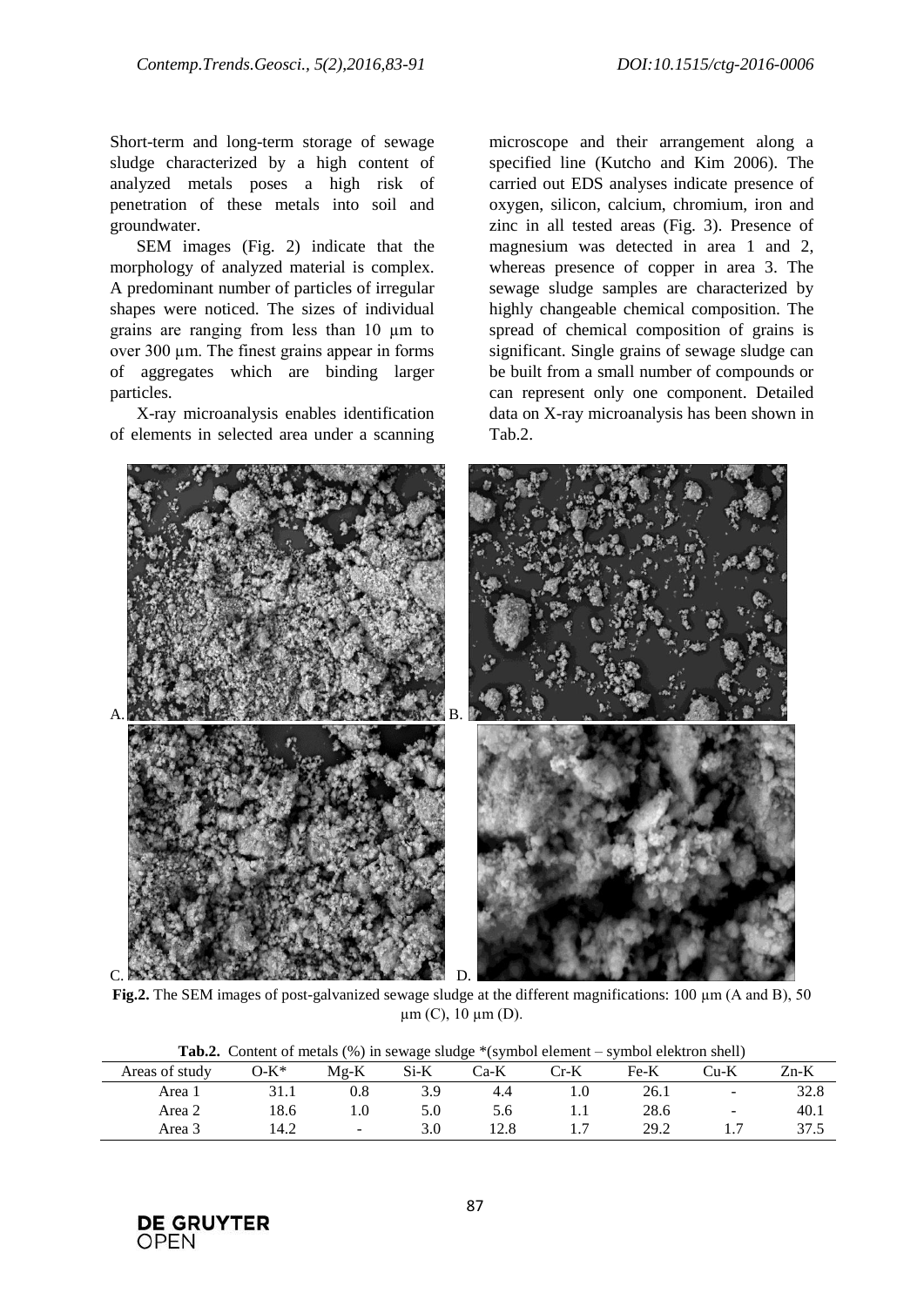Short-term and long-term storage of sewage sludge characterized by a high content of analyzed metals poses a high risk of penetration of these metals into soil and groundwater.

SEM images (Fig. 2) indicate that the morphology of analyzed material is complex. A predominant number of particles of irregular shapes were noticed. The sizes of individual grains are ranging from less than 10 μm to over 300 μm. The finest grains appear in forms of aggregates which are binding larger particles.

X-ray microanalysis enables identification of elements in selected area under a scanning microscope and their arrangement along a specified line (Kutcho and Kim 2006). The carried out EDS analyses indicate presence of oxygen, silicon, calcium, chromium, iron and zinc in all tested areas (Fig. 3). Presence of magnesium was detected in area 1 and 2, whereas presence of copper in area 3. The sewage sludge samples are characterized by highly changeable chemical composition. The spread of chemical composition of grains is significant. Single grains of sewage sludge can be built from a small number of compounds or can represent only one component. Detailed data on X-ray microanalysis has been shown in Tab.2.

**Fig.2.** The SEM images of post-galvanized sewage sludge at the different magnifications: 100 μm (A and B), 50 μm (C), 10 μm (D).

**Tab.2.** Content of metals (%) in sewage sludge *(symbol element – symbol elektron shell)

| Areas of study | O-K* | Mg-K | Si-K | Ca-K | Cr-K | Fe-K | Cu-K | Zn-K |
|---|---|---|---|---|---|---|---|---|
| Area 1 | 31.1 | 0.8 | 3.9 | 4.4 | 1.0 | 26.1 | - | 32.8 |
| Area 2 | 18.6 | 1.0 | 5.0 | 5.6 | 1.1 | 28.6 | - | 40.1 |
| Area 3 | 14.2 | - | 3.0 | 12.8 | 1.7 | 29.2 | 1.7 | 37.5 |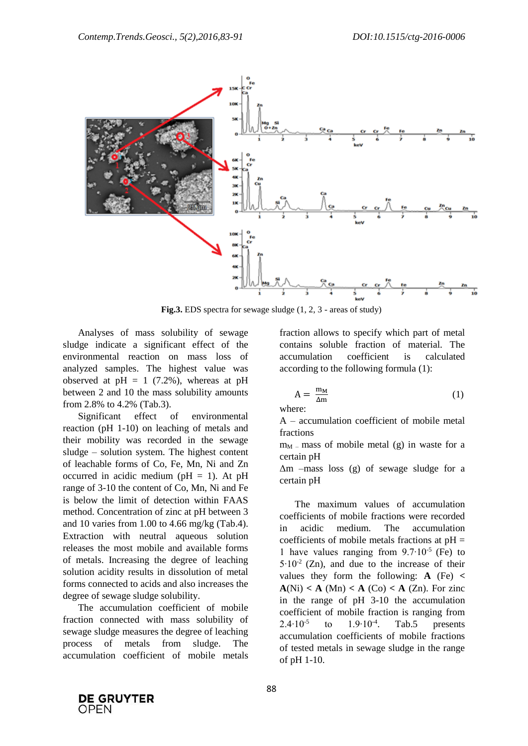**Fig.3.** EDS spectra for sewage sludge (1, 2, 3 - areas of study)

Analyses of mass solubility of sewage sludge indicate a significant effect of the environmental reaction on mass loss of analyzed samples. The highest value was observed at pH = 1 (7.2%), whereas at pH between 2 and 10 the mass solubility amounts from 2.8% to 4.2% (Tab.3).

Significant effect of environmental reaction (pH 1-10) on leaching of metals and their mobility was recorded in the sewage sludge – solution system. The highest content of leachable forms of Co, Fe, Mn, Ni and Zn occurred in acidic medium (pH = 1). At pH range of 3-10 the content of Co, Mn, Ni and Fe is below the limit of detection within FAAS method. Concentration of zinc at pH between 3 and 10 varies from 1.00 to 4.66 mg/kg (Tab.4). Extraction with neutral aqueous solution releases the most mobile and available forms of metals. Increasing the degree of leaching solution acidity results in dissolution of metal forms connected to acids and also increases the degree of sewage sludge solubility.

The accumulation coefficient of mobile fraction connected with mass solubility of sewage sludge measures the degree of leaching process of metals from sludge. The accumulation coefficient of mobile metals fraction allows to specify which part of metal contains soluble fraction of material. The accumulation coefficient is calculated according to the following formula (1):

$$A = \frac{m_M}{\Delta m} \quad (1)$$

where:

A – accumulation coefficient of mobile metal fractions

$m_M$ – mass of mobile metal (g) in waste for a certain pH

$\Delta m$ –mass loss (g) of sewage sludge for a certain pH

The maximum values of accumulation coefficients of mobile fractions were recorded in acidic medium. The accumulation coefficients of mobile metals fractions at pH = 1 have values ranging from $9.7 \cdot 10^{-5}$ (Fe) to $5 \cdot 10^{-2}$ (Zn), and due to the increase of their values they form the following: **A** (Fe) < **A**(Ni) < **A** (Mn) < **A** (Co) < **A** (Zn). For zinc in the range of pH 3-10 the accumulation coefficient of mobile fraction is ranging from $2.4 \cdot 10^{-5}$ to $1.9 \cdot 10^{-4}$. Tab.5 presents accumulation coefficients of mobile fractions of tested metals in sewage sludge in the range of pH 1-10.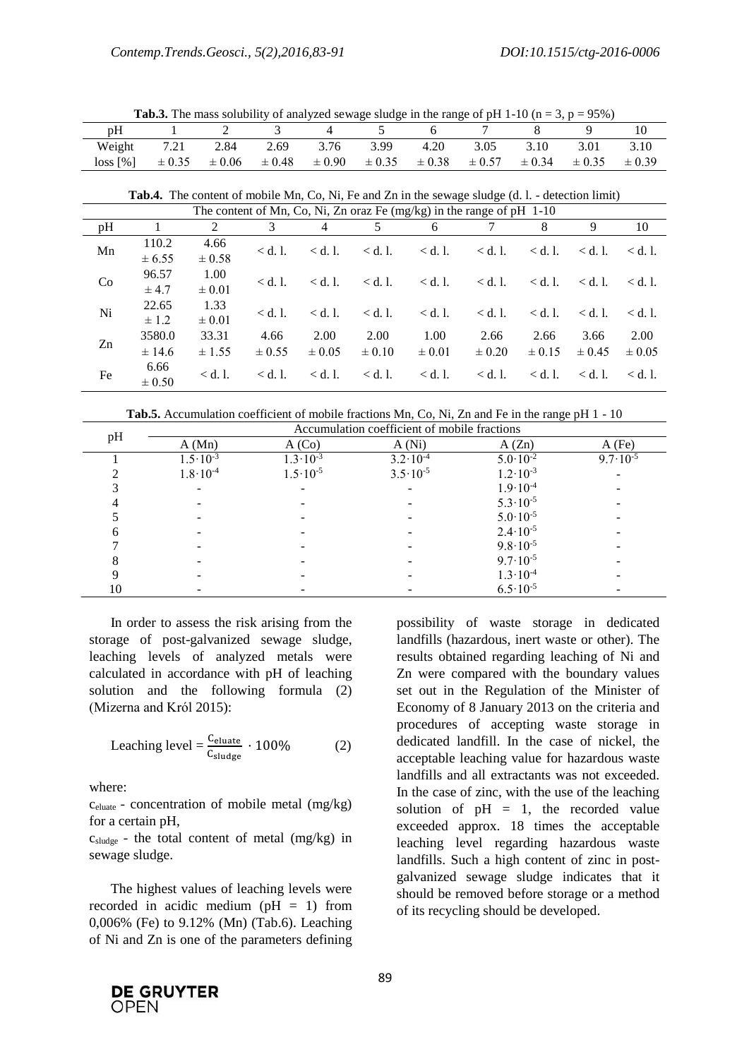**Tab.3.** The mass solubility of analyzed sewage sludge in the range of pH 1-10 (n = 3, p = 95%)

| pH | 1 | 2 | 3 | 4 | 5 | 6 | 7 | 8 | 9 | 10 |
|---|---|---|---|---|---|---|---|---|---|---|
| Weight loss [%] | 7.21 ± 0.35 | 2.84 ± 0.06 | 2.69 ± 0.48 | 3.76 ± 0.90 | 3.99 ± 0.35 | 4.20 ± 0.38 | 3.05 ± 0.57 | 3.10 ± 0.34 | 3.01 ± 0.35 | 3.10 ± 0.39 |

**Tab.4.** The content of mobile Mn, Co, Ni, Fe and Zn in the sewage sludge (d. l. - detection limit)

| | The content of Mn, Co, Ni, Zn oraz Fe (mg/kg) in the range of pH 1-10 | | | | | | | | | |
|---|---|---|---|---|---|---|---|---|---|---|
| pH | 1 | 2 | 3 | 4 | 5 | 6 | 7 | 8 | 9 | 10 |
| Mn | 110.2 ± 6.55 | 4.66 ± 0.58 | < d. l. | < d. l. | < d. l. | < d. l. | < d. l. | < d. l. | < d. l. | < d. l. |
| Co | 96.57 ± 4.7 | 1.00 ± 0.01 | < d. l. | < d. l. | < d. l. | < d. l. | < d. l. | < d. l. | < d. l. | < d. l. |
| Ni | 22.65 ± 1.2 | 1.33 ± 0.01 | < d. l. | < d. l. | < d. l. | < d. l. | < d. l. | < d. l. | < d. l. | < d. l. |
| Zn | 3580.0 ± 14.6 | 33.31 ± 1.55 | 4.66 ± 0.55 | 2.00 ± 0.05 | 2.00 ± 0.10 | 1.00 ± 0.01 | 2.66 ± 0.20 | 2.66 ± 0.15 | 3.66 ± 0.45 | 2.00 ± 0.05 |
| Fe | 6.66 ± 0.50 | < d. l. | < d. l. | < d. l. | < d. l. | < d. l. | < d. l. | < d. l. | < d. l. | < d. l. |

**Tab.5.** Accumulation coefficient of mobile fractions Mn, Co, Ni, Zn and Fe in the range pH 1 - 10

| pH | Accumulation coefficient of mobile fractions | | | | |
|---|---|---|---|---|---|
| | A (Mn) | A (Co) | A (Ni) | A (Zn) | A (Fe) |
| 1 | $1.5 \cdot 10^{-3}$ | $1.3 \cdot 10^{-3}$ | $3.2 \cdot 10^{-4}$ | $5.0 \cdot 10^{-2}$ | $9.7 \cdot 10^{-5}$ |
| 2 | $1.8 \cdot 10^{-4}$ | $1.5 \cdot 10^{-5}$ | $3.5 \cdot 10^{-5}$ | $1.2 \cdot 10^{-3}$ | - |
| 3 | - | - | - | $1.9 \cdot 10^{-4}$ | - |
| 4 | - | - | - | $5.3 \cdot 10^{-5}$ | - |
| 5 | - | - | - | $5.0 \cdot 10^{-5}$ | - |
| 6 | - | - | - | $2.4 \cdot 10^{-5}$ | - |
| 7 | - | - | - | $9.8 \cdot 10^{-5}$ | - |
| 8 | - | - | - | $9.7 \cdot 10^{-5}$ | - |
| 9 | - | - | - | $1.3 \cdot 10^{-4}$ | - |
| 10 | - | - | - | $6.5 \cdot 10^{-5}$ | - |

In order to assess the risk arising from the storage of post-galvanized sewage sludge, leaching levels of analyzed metals were calculated in accordance with pH of leaching solution and the following formula (2) (Mizerna and Król 2015):

$$\text{Leaching level} = \frac{c_{\text{eluate}}}{c_{\text{sludge}}} \cdot 100\% \qquad (2)$$

where:

$c_{eluate}$ - concentration of mobile metal (mg/kg) for a certain pH,

$c_{sludge}$ - the total content of metal (mg/kg) in sewage sludge.

The highest values of leaching levels were recorded in acidic medium (pH = 1) from 0,006% (Fe) to 9.12% (Mn) (Tab.6). Leaching of Ni and Zn is one of the parameters defining possibility of waste storage in dedicated landfills (hazardous, inert waste or other). The results obtained regarding leaching of Ni and Zn were compared with the boundary values set out in the Regulation of the Minister of Economy of 8 January 2013 on the criteria and procedures of accepting waste storage in dedicated landfill. In the case of nickel, the acceptable leaching value for hazardous waste landfills and all extractants was not exceeded. In the case of zinc, with the use of the leaching solution of pH = 1, the recorded value exceeded approx. 18 times the acceptable leaching level regarding hazardous waste landfills. Such a high content of zinc in post-galvanized sewage sludge indicates that it should be removed before storage or a method of its recycling should be developed.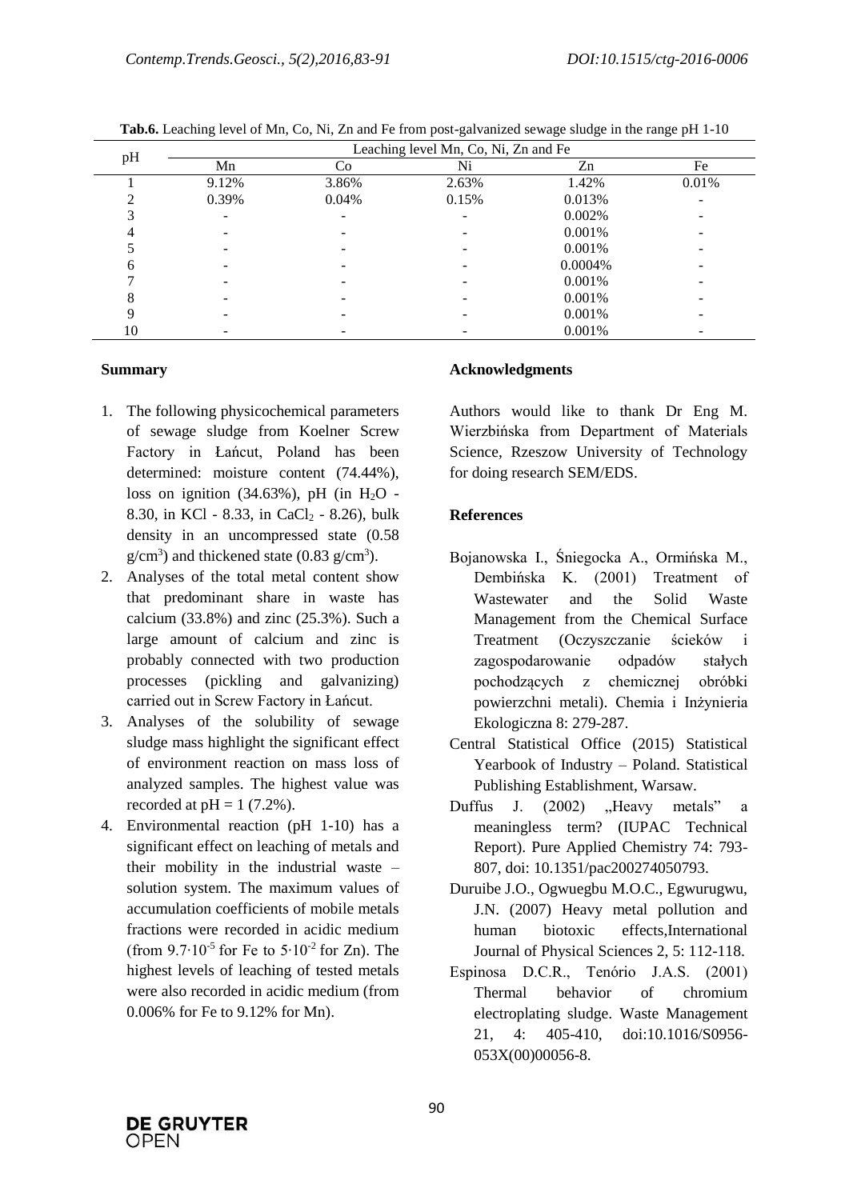**Tab.6.** Leaching level of Mn, Co, Ni, Zn and Fe from post-galvanized sewage sludge in the range pH 1-10

| pH | Leaching level Mn, Co, Ni, Zn and Fe | | | | |
|---|---|---|---|---|---|
| | Mn | Co | Ni | Zn | Fe |
| 1 | 9.12% | 3.86% | 2.63% | 1.42% | 0.01% |
| 2 | 0.39% | 0.04% | 0.15% | 0.013% | - |
| 3 | - | - | - | 0.002% | - |
| 4 | - | - | - | 0.001% | - |
| 5 | - | - | - | 0.001% | - |
| 6 | - | - | - | 0.0004% | - |
| 7 | - | - | - | 0.001% | - |
| 8 | - | - | - | 0.001% | - |
| 9 | - | - | - | 0.001% | - |
| 10 | - | - | - | 0.001% | - |

## Summary

1. The following physicochemical parameters of sewage sludge from Koelner Screw Factory in Łańcut, Poland has been determined: moisture content (74.44%), loss on ignition (34.63%), pH (in $H_2O$ - 8.30, in KCl - 8.33, in $CaCl_2$ - 8.26), bulk density in an uncompressed state (0.58 $g/cm^3$) and thickened state (0.83 $g/cm^3$).
2. Analyses of the total metal content show that predominant share in waste has calcium (33.8%) and zinc (25.3%). Such a large amount of calcium and zinc is probably connected with two production processes (pickling and galvanizing) carried out in Screw Factory in Łańcut.
3. Analyses of the solubility of sewage sludge mass highlight the significant effect of environment reaction on mass loss of analyzed samples. The highest value was recorded at pH = 1 (7.2%).
4. Environmental reaction (pH 1-10) has a significant effect on leaching of metals and their mobility in the industrial waste – solution system. The maximum values of accumulation coefficients of mobile metals fractions were recorded in acidic medium (from $9.7 \cdot 10^{-5}$ for Fe to $5 \cdot 10^{-2}$ for Zn). The highest levels of leaching of tested metals were also recorded in acidic medium (from 0.006% for Fe to 9.12% for Mn).

## Acknowledgments

Authors would like to thank Dr Eng M. Wierzbińska from Department of Materials Science, Rzeszow University of Technology for doing research SEM/EDS.

## References

Bojanowska I., Śniegocka A., Ormińska M., Dembińska K. (2001) Treatment of Wastewater and the Solid Waste Management from the Chemical Surface Treatment (Oczyszczanie ścieków i zagospodarowanie odpadów stałych pochodzących z chemicznej obróbki powierzchni metali). Chemia i Inżynieria Ekologiczna 8: 279-287.

Central Statistical Office (2015) Statistical Yearbook of Industry – Poland. Statistical Publishing Establishment, Warsaw.

Duffus J. (2002) „Heavy metals" a meaningless term? (IUPAC Technical Report). Pure Applied Chemistry 74: 793-807, doi: 10.1351/pac200274050793.

Duruibe J.O., Ogwuegbu M.O.C., Egwurugwu, J.N. (2007) Heavy metal pollution and human biotoxic effects,International Journal of Physical Sciences 2, 5: 112-118.

Espinosa D.C.R., Tenório J.A.S. (2001) Thermal behavior of chromium electroplating sludge. Waste Management 21, 4: 405-410, doi:10.1016/S0956-053X(00)00056-8.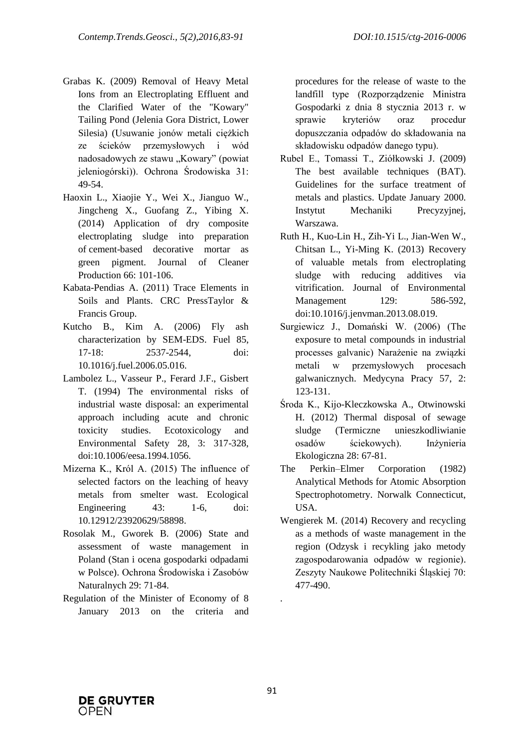Grabas K. (2009) Removal of Heavy Metal Ions from an Electroplating Effluent and the Clarified Water of the "Kowary" Tailing Pond (Jelenia Gora District, Lower Silesia) (Usuwanie jonów metali ciężkich ze ścieków przemysłowych i wód nadosadowych ze stawu „Kowary" (powiat jeleniogórski)). Ochrona Środowiska 31: 49-54.

Haoxin L., Xiaojie Y., Wei X., Jianguo W., Jingcheng X., Guofang Z., Yibing X. (2014) Application of dry composite electroplating sludge into preparation of cement-based decorative mortar as green pigment. Journal of Cleaner Production 66: 101-106.

Kabata-Pendias A. (2011) Trace Elements in Soils and Plants. CRC PressTaylor & Francis Group.

Kutcho B., Kim A. (2006) Fly ash characterization by SEM-EDS. Fuel 85, 17-18: 2537-2544, doi: 10.1016/j.fuel.2006.05.016.

Lambolez L., Vasseur P., Ferard J.F., Gisbert T. (1994) The environmental risks of industrial waste disposal: an experimental approach including acute and chronic toxicity studies. Ecotoxicology and Environmental Safety 28, 3: 317-328, doi:10.1006/eesa.1994.1056.

Mizerna K., Król A. (2015) The influence of selected factors on the leaching of heavy metals from smelter wast. Ecological Engineering 43: 1-6, doi: 10.12912/23920629/58898.

Rosolak M., Gworek B. (2006) State and assessment of waste management in Poland (Stan i ocena gospodarki odpadami w Polsce). Ochrona Środowiska i Zasobów Naturalnych 29: 71-84.

Regulation of the Minister of Economy of 8 January 2013 on the criteria and procedures for the release of waste to the landfill type (Rozporządzenie Ministra Gospodarki z dnia 8 stycznia 2013 r. w sprawie kryteriów oraz procedur dopuszczania odpadów do składowania na składowisku odpadów danego typu).

Rubel E., Tomassi T., Ziółkowski J. (2009) The best available techniques (BAT). Guidelines for the surface treatment of metals and plastics. Update January 2000. Instytut Mechaniki Precyzyjnej, Warszawa.

Ruth H., Kuo-Lin H., Zih-Yi L., Jian-Wen W., Chitsan L., Yi-Ming K. (2013) Recovery of valuable metals from electroplating sludge with reducing additives via vitrification. Journal of Environmental Management 129: 586-592, doi:10.1016/j.jenvman.2013.08.019.

Surgiewicz J., Domański W. (2006) (The exposure to metal compounds in industrial processes galvanic) Narażenie na związki metali w przemysłowych procesach galwanicznych. Medycyna Pracy 57, 2: 123-131.

Środa K., Kijo-Kleczkowska A., Otwinowski H. (2012) Thermal disposal of sewage sludge (Termiczne unieszkodliwianie osadów ściekowych). Inżynieria Ekologiczna 28: 67-81.

The Perkin–Elmer Corporation (1982) Analytical Methods for Atomic Absorption Spectrophotometry. Norwalk Connecticut, USA.

Wengierek M. (2014) Recovery and recycling as a methods of waste management in the region (Odzysk i recykling jako metody zagospodarowania odpadów w regionie). Zeszyty Naukowe Politechniki Śląskiej 70: 477-490.